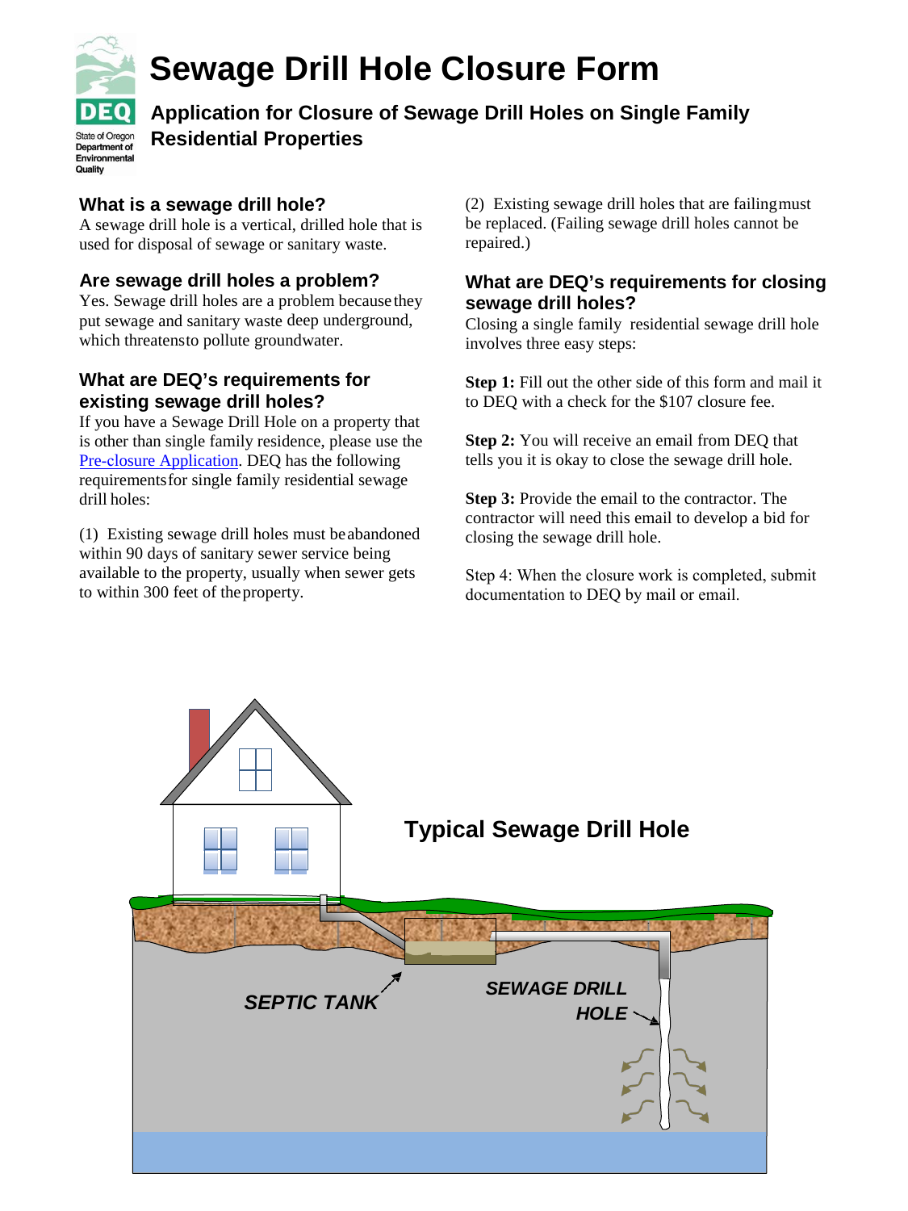# Sewage Drill Hole Closure Form

## Application for Closure of Sewage Drill Holes on Single Family Residential Properties

State of Oregon Department of Environmental Quality

### What is a sewage drill hole?

A sewage drill hole is a vertical, drilled hole that is used for disposal of sewage or sanitary waste.

### Are sewage drill holes a problem?

Yes. Sewage drill holes are a problem because they put sewage and sanitary waste deep underground, which threatens to pollute groundwater.

### What are DEQ's requirements for existing sewage drill holes?

If you have a Sewage Drill Hole on a property that is other than single family residence, please use the Pre-closure Application. DEQ has the following requirements for single family residential sewage drill holes:

(1) Existing sewage drill holes must be abandoned within 90 days of sanitary sewer service being available to the property, usually when sewer gets to within 300 feet of the property.

(2) Existing sewage drill holes that are failing must be replaced. (Failing sewage drill holes cannot be repaired.)

### What are DEQ's requirements for closing sewage drill holes?

Closing a single family residential sewage drill hole involves three easy steps:

**Step 1:** Fill out the other side of this form and mail it to DEQ with a check for the $107 closure fee.

**Step 2:** You will receive an email from DEQ that tells you it is okay to close the sewage drill hole.

**Step 3:** Provide the email to the contractor. The contractor will need this email to develop a bid for closing the sewage drill hole.

Step 4: When the closure work is completed, submit documentation to DEQ by mail or email.

**Typical Sewage Drill Hole**

*SEPTIC TANK*

*SEWAGE DRILL HOLE*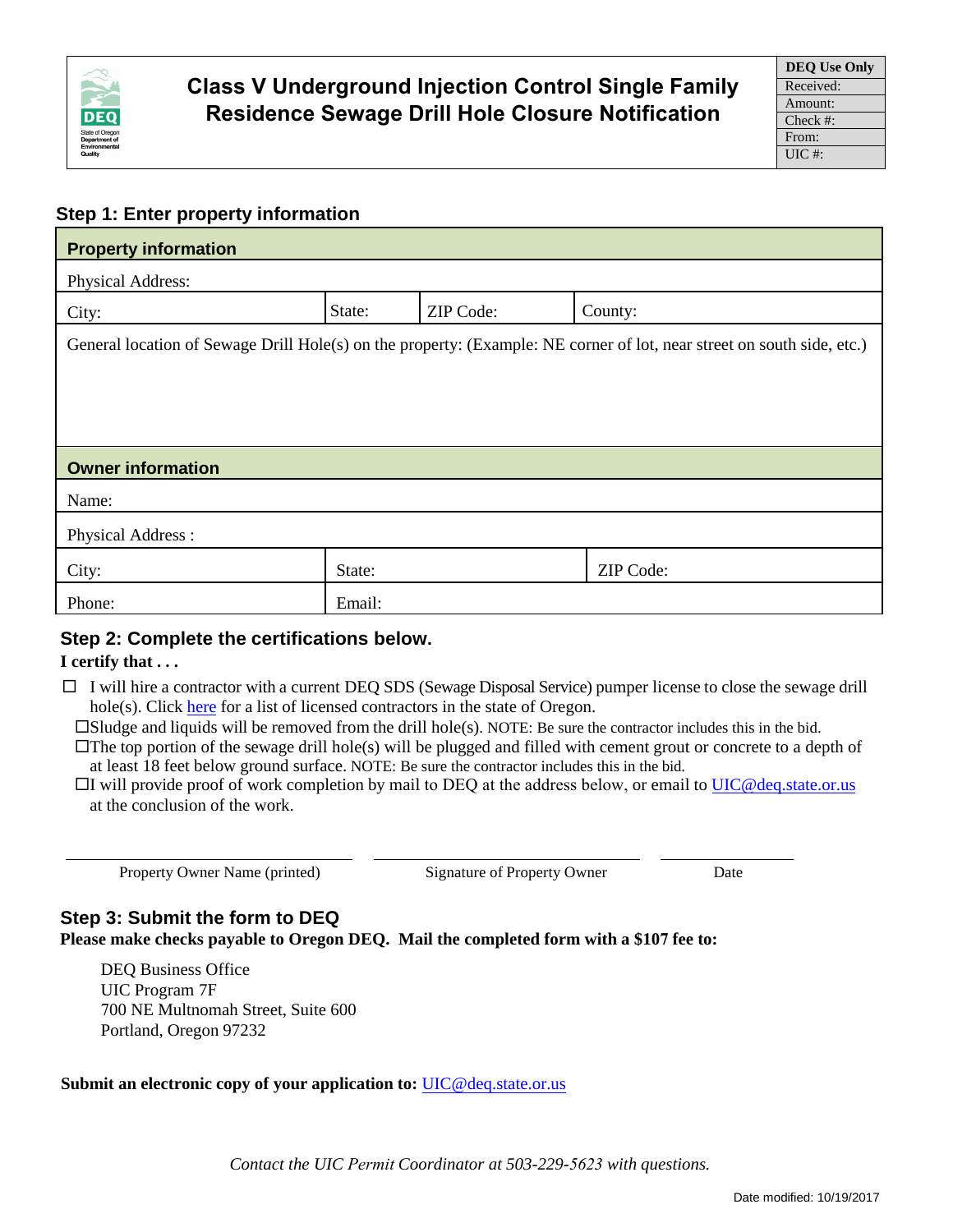# Class V Underground Injection Control Single Family Residence Sewage Drill Hole Closure Notification

| DEQ Use Only |
|---|
| Received: |
| Amount: |
| Check #: |
| From: |
| UIC #: |

## Step 1: Enter property information

| **Property information** | | | |
|---|---|---|---|
| Physical Address: | | | |
| City: | State: | ZIP Code: | County: |
| General location of Sewage Drill Hole(s) on the property: (Example: NE corner of lot, near street on south side, etc.) | | | |

| **Owner information** | | |
|---|---|---|
| Name: | | |
| Physical Address : | | |
| City: | State: | ZIP Code: |
| Phone: | Email: | |

## Step 2: Complete the certifications below.

**I certify that . . .**

- ☐ I will hire a contractor with a current DEQ SDS (Sewage Disposal Service) pumper license to close the sewage drill hole(s). Click here for a list of licensed contractors in the state of Oregon.
- ☐ Sludge and liquids will be removed from the drill hole(s). NOTE: Be sure the contractor includes this in the bid.
- ☐ The top portion of the sewage drill hole(s) will be plugged and filled with cement grout or concrete to a depth of at least 18 feet below ground surface. NOTE: Be sure the contractor includes this in the bid.
- ☐ I will provide proof of work completion by mail to DEQ at the address below, or email to UIC@deq.state.or.us at the conclusion of the work.

| | | |
|---|---|---|
| Property Owner Name (printed) | Signature of Property Owner | Date |

## Step 3: Submit the form to DEQ

**Please make checks payable to Oregon DEQ. Mail the completed form with a $107 fee to:**

DEQ Business Office
UIC Program 7F
700 NE Multnomah Street, Suite 600
Portland, Oregon 97232

**Submit an electronic copy of your application to:** UIC@deq.state.or.us

*Contact the UIC Permit Coordinator at 503-229-5623 with questions.*

Date modified: 10/19/2017